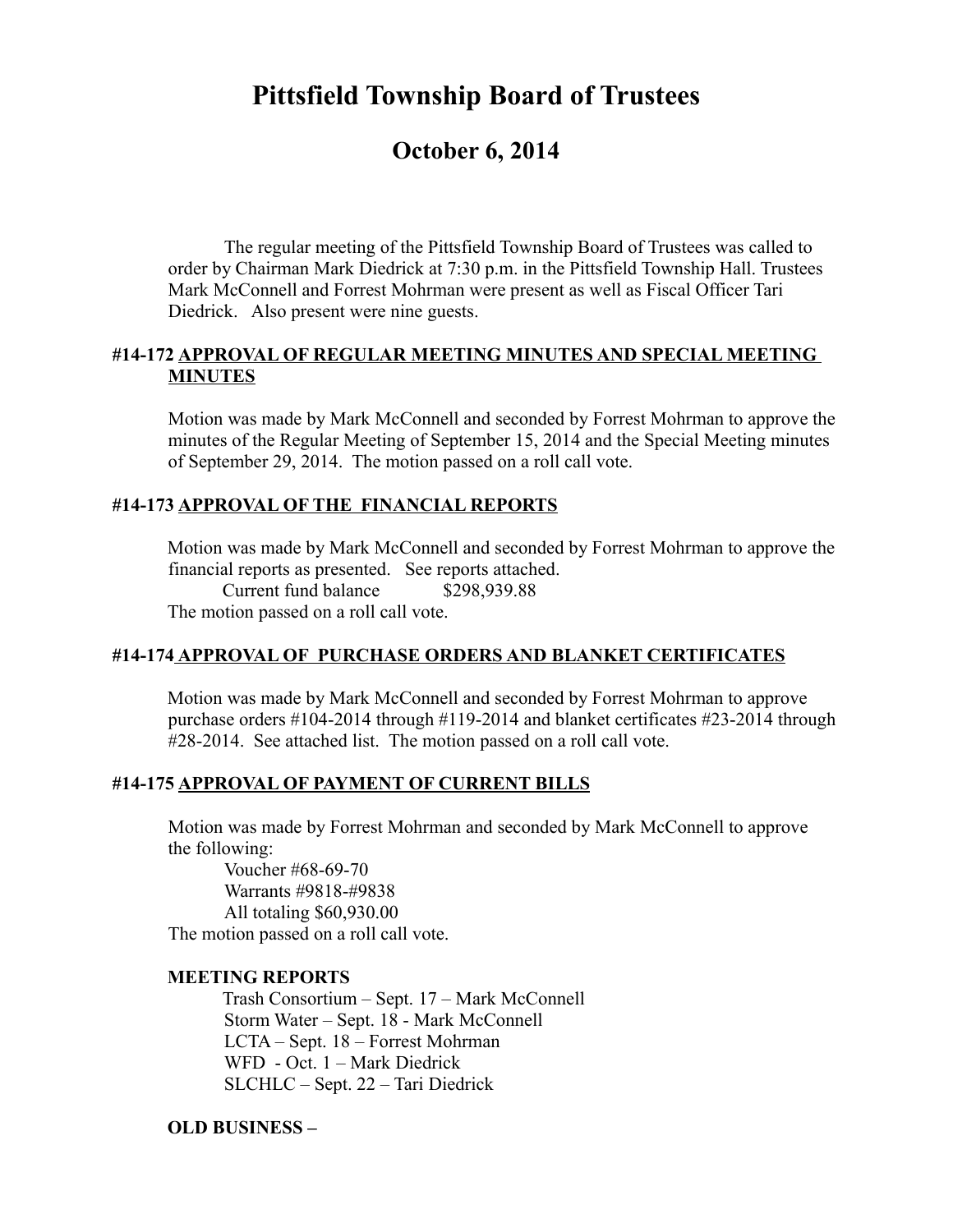# Pittsfield Township Board of Trustees

## October 6, 2014

The regular meeting of the Pittsfield Township Board of Trustees was called to order by Chairman Mark Diedrick at 7:30 p.m. in the Pittsfield Township Hall. Trustees Mark McConnell and Forrest Mohrman were present as well as Fiscal Officer Tari Diedrick. Also present were nine guests.

### #14-172 <u>APPROVAL OF REGULAR MEETING MINUTES AND SPECIAL MEETING MINUTES</u>

Motion was made by Mark McConnell and seconded by Forrest Mohrman to approve the minutes of the Regular Meeting of September 15, 2014 and the Special Meeting minutes of September 29, 2014. The motion passed on a roll call vote.

### #14-173 <u>APPROVAL OF THE FINANCIAL REPORTS</u>

Motion was made by Mark McConnell and seconded by Forrest Mohrman to approve the financial reports as presented. See reports attached.

Current fund balance $298,939.88

The motion passed on a roll call vote.

### #14-174 <u>APPROVAL OF PURCHASE ORDERS AND BLANKET CERTIFICATES</u>

Motion was made by Mark McConnell and seconded by Forrest Mohrman to approve purchase orders #104-2014 through #119-2014 and blanket certificates #23-2014 through #28-2014. See attached list. The motion passed on a roll call vote.

### #14-175 <u>APPROVAL OF PAYMENT OF CURRENT BILLS</u>

Motion was made by Forrest Mohrman and seconded by Mark McConnell to approve the following:

Voucher #68-69-70
Warrants #9818-#9838
All totaling $60,930.00

The motion passed on a roll call vote.

**MEETING REPORTS**

Trash Consortium – Sept. 17 – Mark McConnell
Storm Water – Sept. 18 - Mark McConnell
LCTA – Sept. 18 – Forrest Mohrman
WFD - Oct. 1 – Mark Diedrick
SLCHLC – Sept. 22 – Tari Diedrick

**OLD BUSINESS –**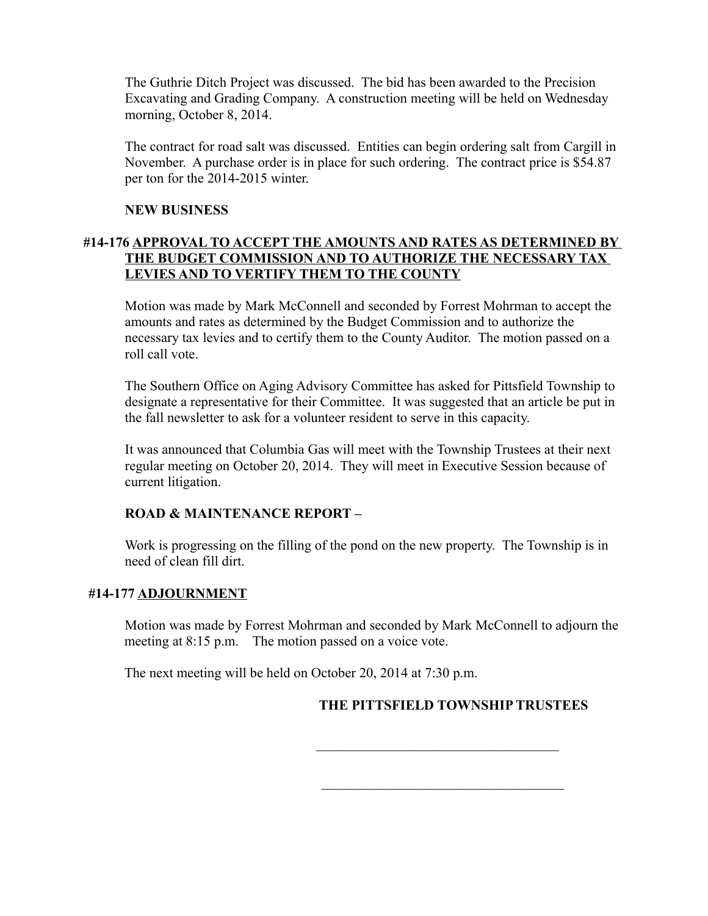The Guthrie Ditch Project was discussed. The bid has been awarded to the Precision Excavating and Grading Company. A construction meeting will be held on Wednesday morning, October 8, 2014.

The contract for road salt was discussed. Entities can begin ordering salt from Cargill in November. A purchase order is in place for such ordering. The contract price is $54.87 per ton for the 2014-2015 winter.

**NEW BUSINESS**

**#14-176** **APPROVAL TO ACCEPT THE AMOUNTS AND RATES AS DETERMINED BY THE BUDGET COMMISSION AND TO AUTHORIZE THE NECESSARY TAX LEVIES AND TO VERTIFY THEM TO THE COUNTY**

Motion was made by Mark McConnell and seconded by Forrest Mohrman to accept the amounts and rates as determined by the Budget Commission and to authorize the necessary tax levies and to certify them to the County Auditor. The motion passed on a roll call vote.

The Southern Office on Aging Advisory Committee has asked for Pittsfield Township to designate a representative for their Committee. It was suggested that an article be put in the fall newsletter to ask for a volunteer resident to serve in this capacity.

It was announced that Columbia Gas will meet with the Township Trustees at their next regular meeting on October 20, 2014. They will meet in Executive Session because of current litigation.

**ROAD & MAINTENANCE REPORT –**

Work is progressing on the filling of the pond on the new property. The Township is in need of clean fill dirt.

**#14-177** **ADJOURNMENT**

Motion was made by Forrest Mohrman and seconded by Mark McConnell to adjourn the meeting at 8:15 p.m. The motion passed on a voice vote.

The next meeting will be held on October 20, 2014 at 7:30 p.m.

**THE PITTSFIELD TOWNSHIP TRUSTEES**

\_\_\_\_\_\_\_\_\_\_\_\_\_\_\_\_\_\_\_\_\_\_\_\_\_\_\_\_\_\_\_\_\_\_\_\_

\_\_\_\_\_\_\_\_\_\_\_\_\_\_\_\_\_\_\_\_\_\_\_\_\_\_\_\_\_\_\_\_\_\_\_\_